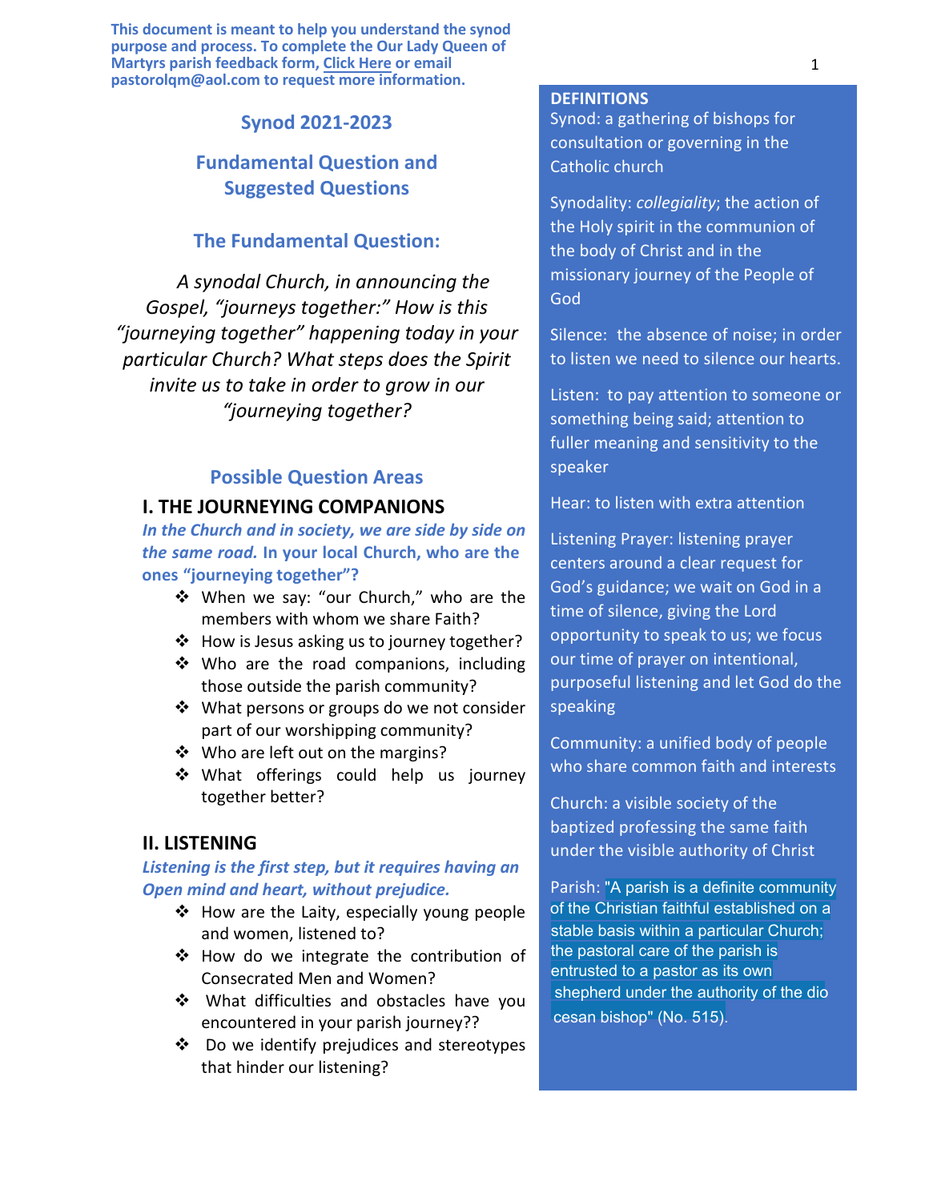**This document is meant to help you understand the synod purpose and process. To complete the Our Lady Queen of Martyrs parish feedback form, Click Here or email pastorolqm@aol.com to request more information.**

## Synod 2021-2023

## Fundamental Question and Suggested Questions

## The Fundamental Question:

*A synodal Church, in announcing the Gospel, "journeys together:" How is this "journeying together" happening today in your particular Church? What steps does the Spirit invite us to take in order to grow in our "journeying together?*

## Possible Question Areas

### I. THE JOURNEYING COMPANIONS

***In the Church and in society, we are side by side on the same road.*** **In your local Church, who are the ones "journeying together"?**

- ❖ When we say: "our Church," who are the members with whom we share Faith?
- ❖ How is Jesus asking us to journey together?
- ❖ Who are the road companions, including those outside the parish community?
- ❖ What persons or groups do we not consider part of our worshipping community?
- ❖ Who are left out on the margins?
- ❖ What offerings could help us journey together better?

### II. LISTENING

***Listening is the first step, but it requires having an Open mind and heart, without prejudice.***

- ❖ How are the Laity, especially young people and women, listened to?
- ❖ How do we integrate the contribution of Consecrated Men and Women?
- ❖ What difficulties and obstacles have you encountered in your parish journey??
- ❖ Do we identify prejudices and stereotypes that hinder our listening?

**DEFINITIONS**

Synod: a gathering of bishops for consultation or governing in the Catholic church

Synodality: *collegiality*; the action of the Holy spirit in the communion of the body of Christ and in the missionary journey of the People of God

Silence: the absence of noise; in order to listen we need to silence our hearts.

Listen: to pay attention to someone or something being said; attention to fuller meaning and sensitivity to the speaker

Hear: to listen with extra attention

Listening Prayer: listening prayer centers around a clear request for God's guidance; we wait on God in a time of silence, giving the Lord opportunity to speak to us; we focus our time of prayer on intentional, purposeful listening and let God do the speaking

Community: a unified body of people who share common faith and interests

Church: a visible society of the baptized professing the same faith under the visible authority of Christ

Parish: "A parish is a definite community of the Christian faithful established on a stable basis within a particular Church; the pastoral care of the parish is entrusted to a pastor as its own shepherd under the authority of the dio cesan bishop" (No. 515).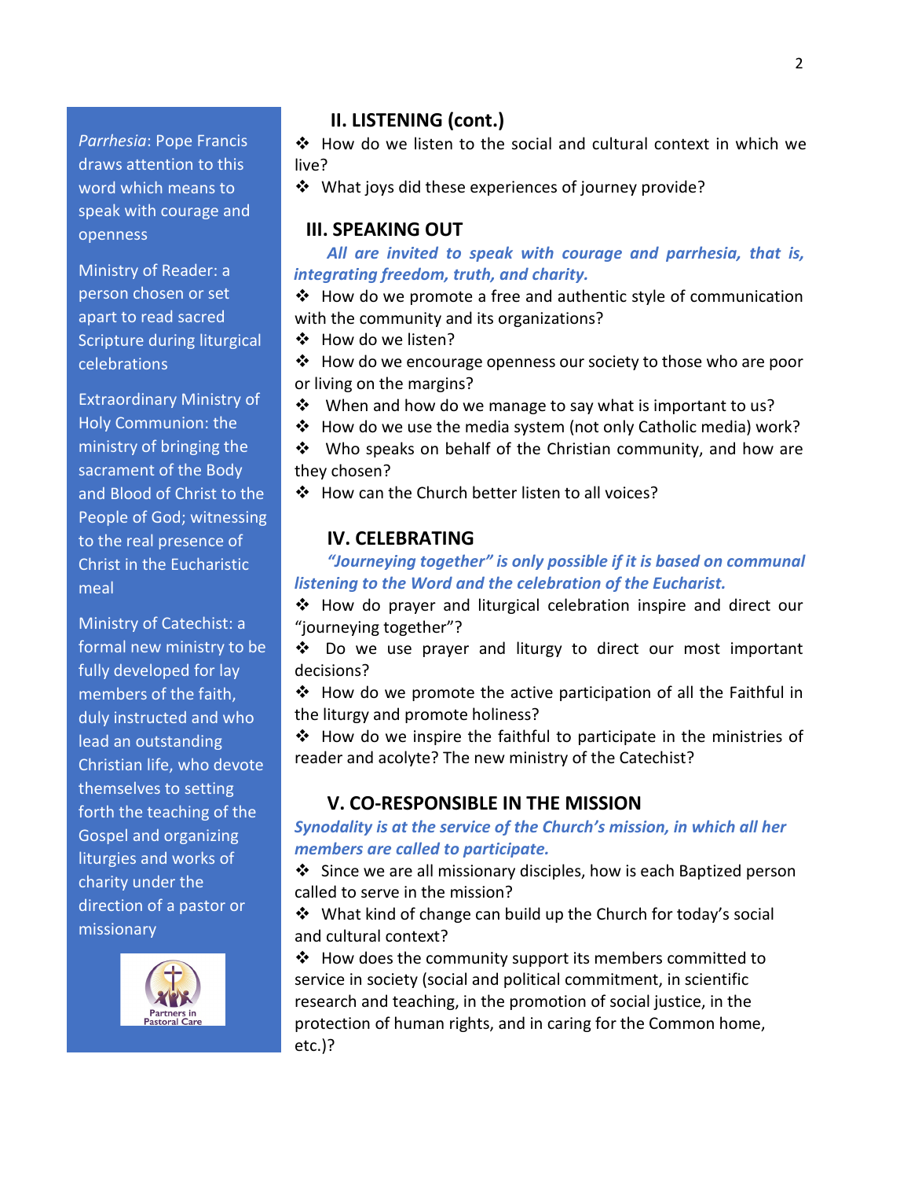## II. LISTENING (cont.)

- How do we listen to the social and cultural context in which we live?
- What joys did these experiences of journey provide?

## III. SPEAKING OUT

***All are invited to speak with courage and parrhesia, that is, integrating freedom, truth, and charity.***

- How do we promote a free and authentic style of communication with the community and its organizations?
- How do we listen?
- How do we encourage openness our society to those who are poor or living on the margins?
- When and how do we manage to say what is important to us?
- How do we use the media system (not only Catholic media) work?
- Who speaks on behalf of the Christian community, and how are they chosen?
- How can the Church better listen to all voices?

## IV. CELEBRATING

***"Journeying together" is only possible if it is based on communal listening to the Word and the celebration of the Eucharist.***

- How do prayer and liturgical celebration inspire and direct our "journeying together"?
- Do we use prayer and liturgy to direct our most important decisions?
- How do we promote the active participation of all the Faithful in the liturgy and promote holiness?
- How do we inspire the faithful to participate in the ministries of reader and acolyte? The new ministry of the Catechist?

## V. CO-RESPONSIBLE IN THE MISSION

***Synodality is at the service of the Church's mission, in which all her members are called to participate.***

- Since we are all missionary disciples, how is each Baptized person called to serve in the mission?
- What kind of change can build up the Church for today's social and cultural context?
- How does the community support its members committed to service in society (social and political commitment, in scientific research and teaching, in the promotion of social justice, in the protection of human rights, and in caring for the Common home, etc.)?

---

*Parrhesia*: Pope Francis draws attention to this word which means to speak with courage and openness

Ministry of Reader: a person chosen or set apart to read sacred Scripture during liturgical celebrations

Extraordinary Ministry of Holy Communion: the ministry of bringing the sacrament of the Body and Blood of Christ to the People of God; witnessing to the real presence of Christ in the Eucharistic meal

Ministry of Catechist: a formal new ministry to be fully developed for lay members of the faith, duly instructed and who lead an outstanding Christian life, who devote themselves to setting forth the teaching of the Gospel and organizing liturgies and works of charity under the direction of a pastor or missionary

Partners in Pastoral Care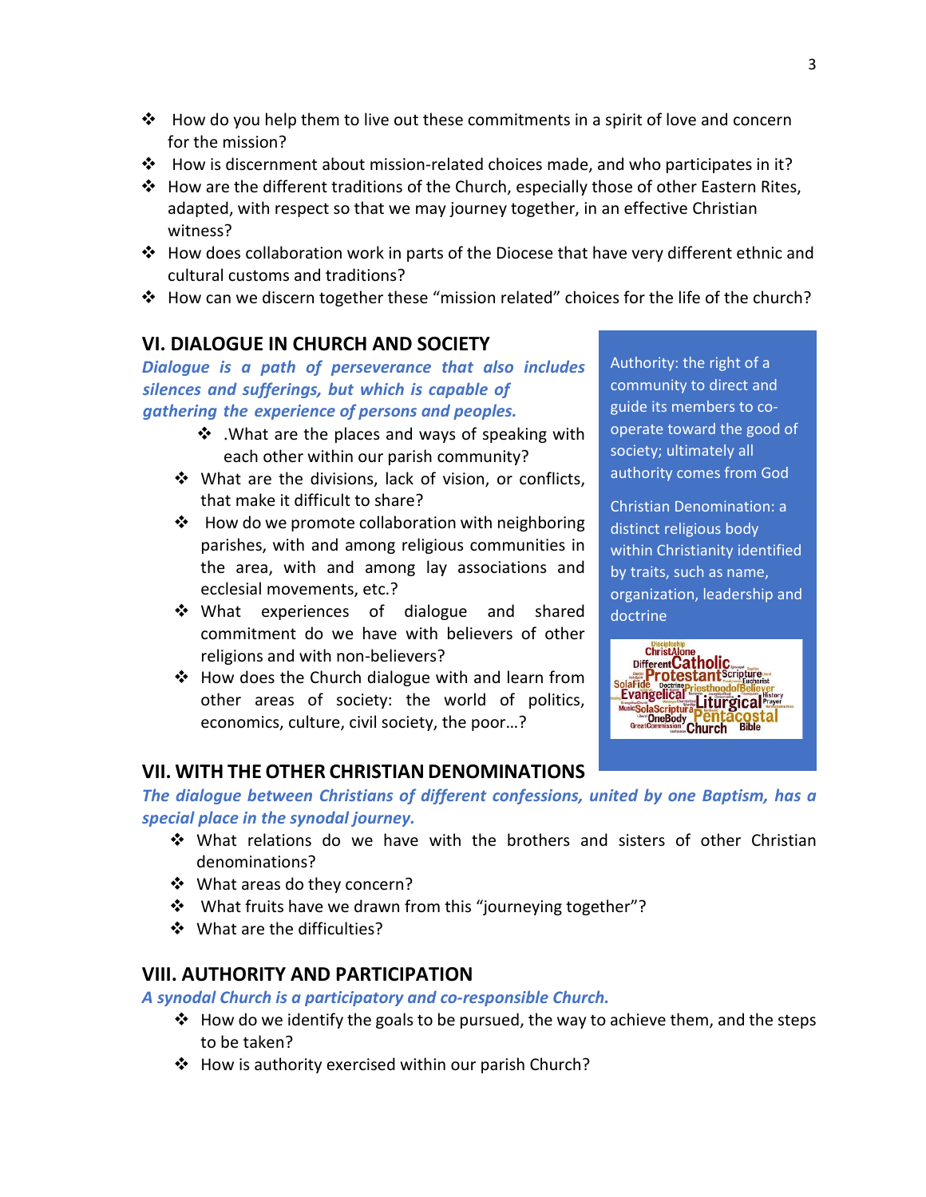- How do you help them to live out these commitments in a spirit of love and concern for the mission?
- How is discernment about mission-related choices made, and who participates in it?
- How are the different traditions of the Church, especially those of other Eastern Rites, adapted, with respect so that we may journey together, in an effective Christian witness?
- How does collaboration work in parts of the Diocese that have very different ethnic and cultural customs and traditions?
- How can we discern together these "mission related" choices for the life of the church?

## VI. DIALOGUE IN CHURCH AND SOCIETY

***Dialogue is a path of perseverance that also includes silences and sufferings, but which is capable of gathering the experience of persons and peoples.***

- .What are the places and ways of speaking with each other within our parish community?
- What are the divisions, lack of vision, or conflicts, that make it difficult to share?
- How do we promote collaboration with neighboring parishes, with and among religious communities in the area, with and among lay associations and ecclesial movements, etc.?
- What experiences of dialogue and shared commitment do we have with believers of other religions and with non-believers?
- How does the Church dialogue with and learn from other areas of society: the world of politics, economics, culture, civil society, the poor…?

Authority: the right of a community to direct and guide its members to co-operate toward the good of society; ultimately all authority comes from God

Christian Denomination: a distinct religious body within Christianity identified by traits, such as name, organization, leadership and doctrine

## VII. WITH THE OTHER CHRISTIAN DENOMINATIONS

***The dialogue between Christians of different confessions, united by one Baptism, has a special place in the synodal journey.***

- What relations do we have with the brothers and sisters of other Christian denominations?
- What areas do they concern?
- What fruits have we drawn from this "journeying together"?
- What are the difficulties?

## VIII. AUTHORITY AND PARTICIPATION

***A synodal Church is a participatory and co-responsible Church.***

- How do we identify the goals to be pursued, the way to achieve them, and the steps to be taken?
- How is authority exercised within our parish Church?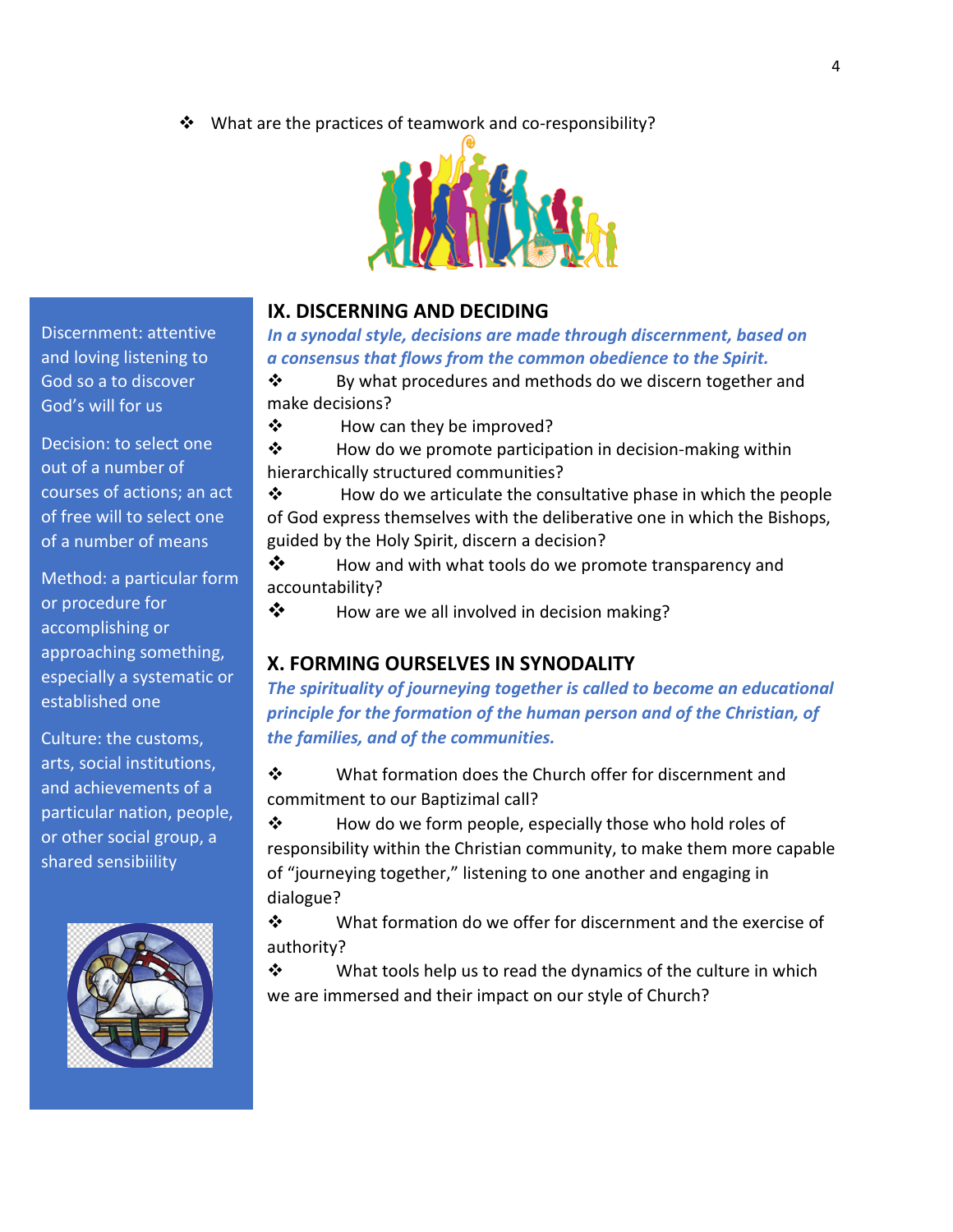- What are the practices of teamwork and co-responsibility?

Discernment: attentive and loving listening to God so a to discover God's will for us

Decision: to select one out of a number of courses of actions; an act of free will to select one of a number of means

Method: a particular form or procedure for accomplishing or approaching something, especially a systematic or established one

Culture: the customs, arts, social institutions, and achievements of a particular nation, people, or other social group, a shared sensibiility

## IX. DISCERNING AND DECIDING

***In a synodal style, decisions are made through discernment, based on a consensus that flows from the common obedience to the Spirit.***

- By what procedures and methods do we discern together and make decisions?
- How can they be improved?
- How do we promote participation in decision-making within hierarchically structured communities?
- How do we articulate the consultative phase in which the people of God express themselves with the deliberative one in which the Bishops, guided by the Holy Spirit, discern a decision?
- How and with what tools do we promote transparency and accountability?
- How are we all involved in decision making?

## X. FORMING OURSELVES IN SYNODALITY

***The spirituality of journeying together is called to become an educational principle for the formation of the human person and of the Christian, of the families, and of the communities.***

- What formation does the Church offer for discernment and commitment to our Baptizimal call?
- How do we form people, especially those who hold roles of responsibility within the Christian community, to make them more capable of "journeying together," listening to one another and engaging in dialogue?
- What formation do we offer for discernment and the exercise of authority?
- What tools help us to read the dynamics of the culture in which we are immersed and their impact on our style of Church?